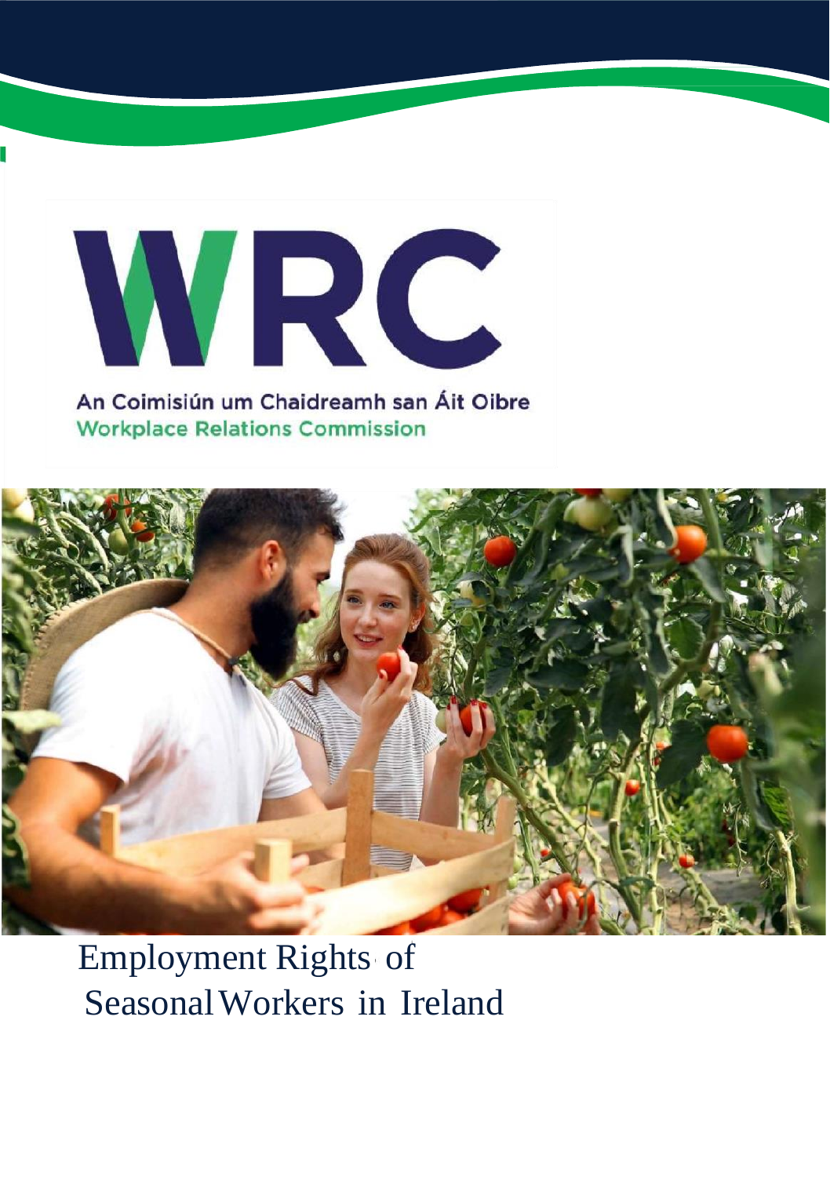WRC

An Coimisiún um Chaidreamh san Áit Oibre

Workplace Relations Commission

# Employment Rights of Seasonal Workers in Ireland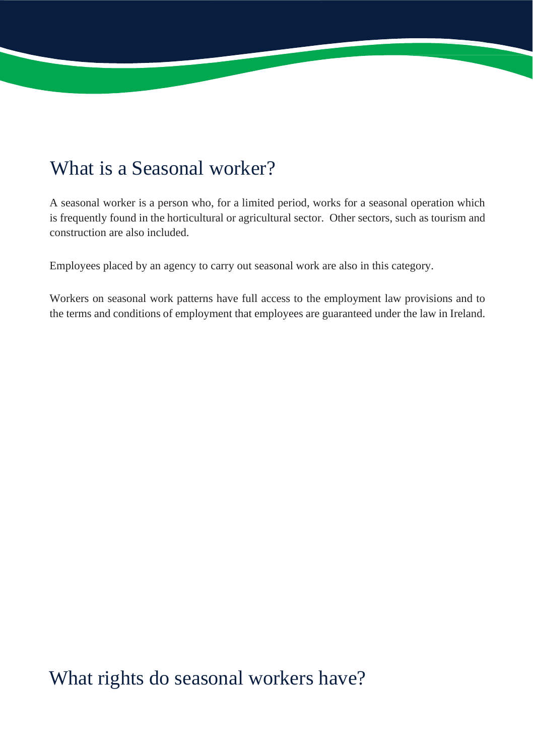## What is a Seasonal worker?

A seasonal worker is a person who, for a limited period, works for a seasonal operation which is frequently found in the horticultural or agricultural sector. Other sectors, such as tourism and construction are also included.

Employees placed by an agency to carry out seasonal work are also in this category.

Workers on seasonal work patterns have full access to the employment law provisions and to the terms and conditions of employment that employees are guaranteed under the law in Ireland.

## What rights do seasonal workers have?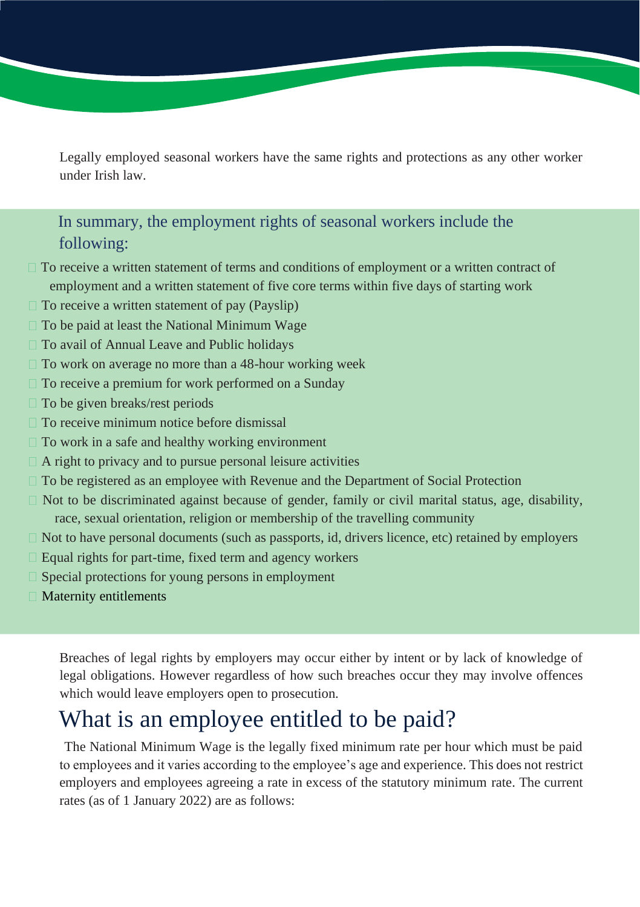Legally employed seasonal workers have the same rights and protections as any other worker under Irish law.

## In summary, the employment rights of seasonal workers include the following:

- To receive a written statement of terms and conditions of employment or a written contract of employment and a written statement of five core terms within five days of starting work
- To receive a written statement of pay (Payslip)
- To be paid at least the National Minimum Wage
- To avail of Annual Leave and Public holidays
- To work on average no more than a 48-hour working week
- To receive a premium for work performed on a Sunday
- To be given breaks/rest periods
- To receive minimum notice before dismissal
- To work in a safe and healthy working environment
- A right to privacy and to pursue personal leisure activities
- To be registered as an employee with Revenue and the Department of Social Protection
- Not to be discriminated against because of gender, family or civil marital status, age, disability, race, sexual orientation, religion or membership of the travelling community
- Not to have personal documents (such as passports, id, drivers licence, etc) retained by employers
- Equal rights for part-time, fixed term and agency workers
- Special protections for young persons in employment
- Maternity entitlements

Breaches of legal rights by employers may occur either by intent or by lack of knowledge of legal obligations. However regardless of how such breaches occur they may involve offences which would leave employers open to prosecution.

# What is an employee entitled to be paid?

The National Minimum Wage is the legally fixed minimum rate per hour which must be paid to employees and it varies according to the employee's age and experience. This does not restrict employers and employees agreeing a rate in excess of the statutory minimum rate. The current rates (as of 1 January 2022) are as follows: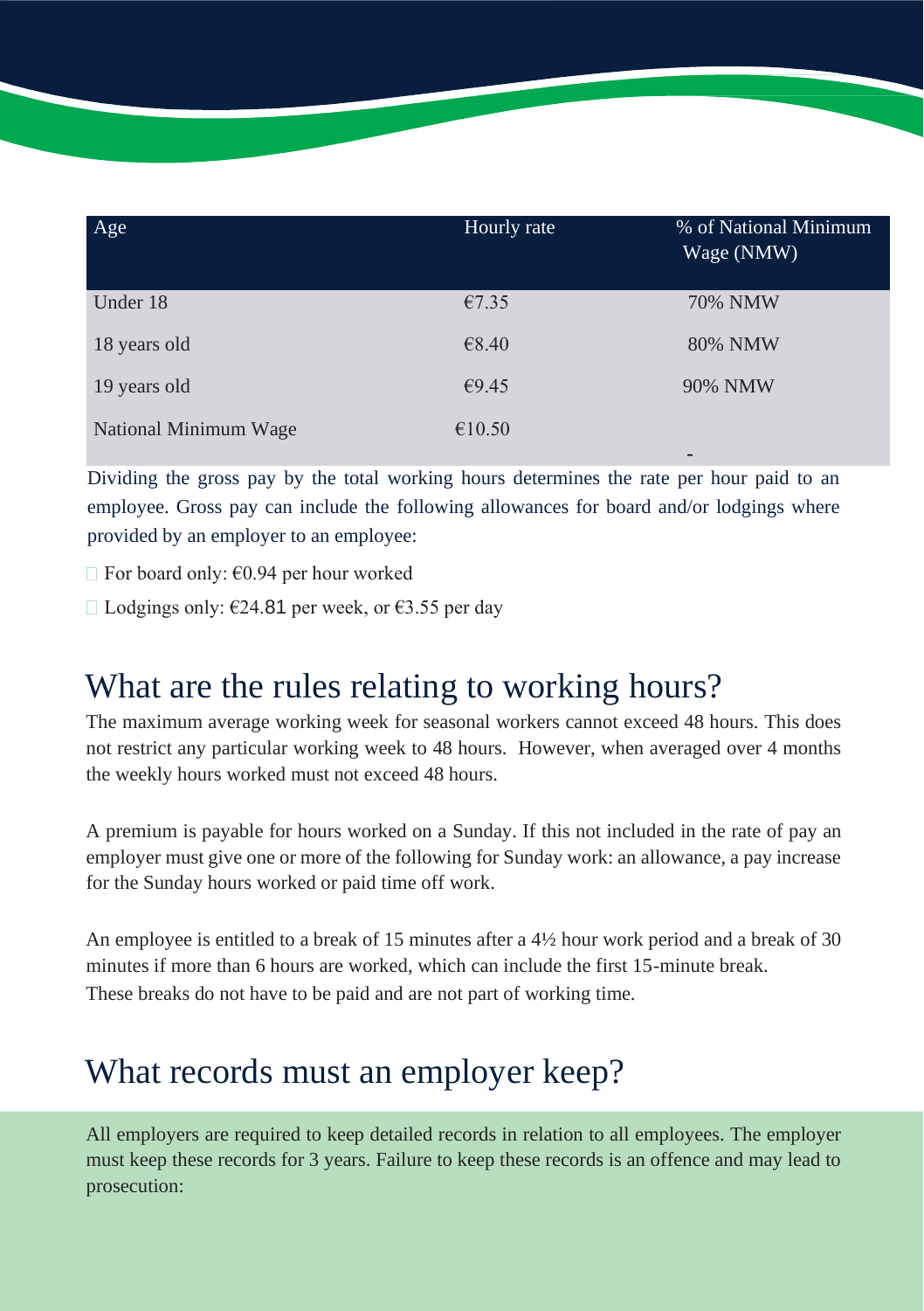| Age | Hourly rate | % of National Minimum Wage (NMW) |
|---|---|---|
| Under 18 | €7.35 | 70% NMW |
| 18 years old | €8.40 | 80% NMW |
| 19 years old | €9.45 | 90% NMW |
| National Minimum Wage | €10.50 | - |

Dividing the gross pay by the total working hours determines the rate per hour paid to an employee. Gross pay can include the following allowances for board and/or lodgings where provided by an employer to an employee:

- For board only: €0.94 per hour worked
- Lodgings only: €24.81 per week, or €3.55 per day

## What are the rules relating to working hours?

The maximum average working week for seasonal workers cannot exceed 48 hours. This does not restrict any particular working week to 48 hours. However, when averaged over 4 months the weekly hours worked must not exceed 48 hours.

A premium is payable for hours worked on a Sunday. If this not included in the rate of pay an employer must give one or more of the following for Sunday work: an allowance, a pay increase for the Sunday hours worked or paid time off work.

An employee is entitled to a break of 15 minutes after a 4½ hour work period and a break of 30 minutes if more than 6 hours are worked, which can include the first 15-minute break. These breaks do not have to be paid and are not part of working time.

## What records must an employer keep?

All employers are required to keep detailed records in relation to all employees. The employer must keep these records for 3 years. Failure to keep these records is an offence and may lead to prosecution: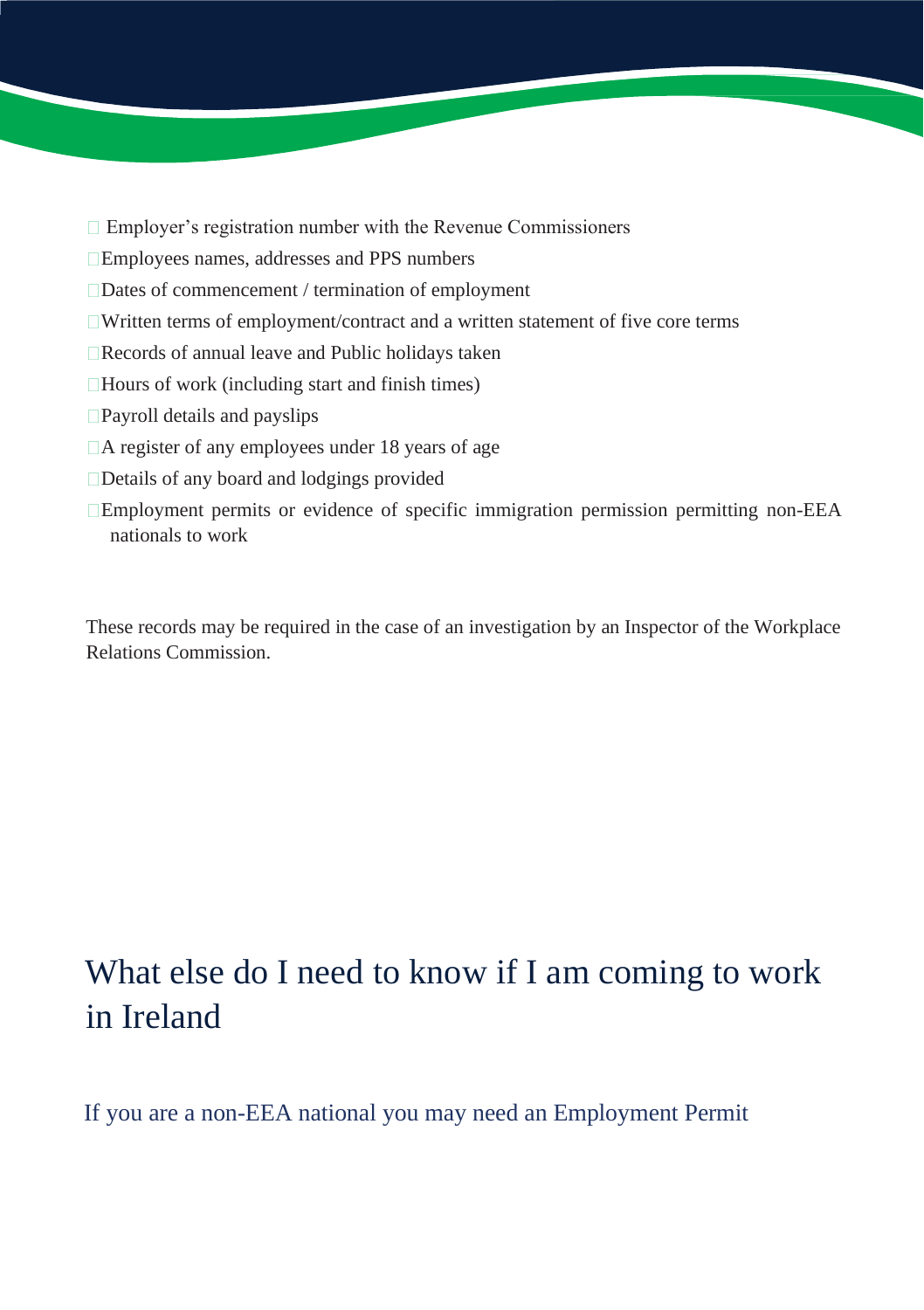- Employer's registration number with the Revenue Commissioners
- Employees names, addresses and PPS numbers
- Dates of commencement / termination of employment
- Written terms of employment/contract and a written statement of five core terms
- Records of annual leave and Public holidays taken
- Hours of work (including start and finish times)
- Payroll details and payslips
- A register of any employees under 18 years of age
- Details of any board and lodgings provided
- Employment permits or evidence of specific immigration permission permitting non-EEA nationals to work

These records may be required in the case of an investigation by an Inspector of the Workplace Relations Commission.

# What else do I need to know if I am coming to work in Ireland

## If you are a non-EEA national you may need an Employment Permit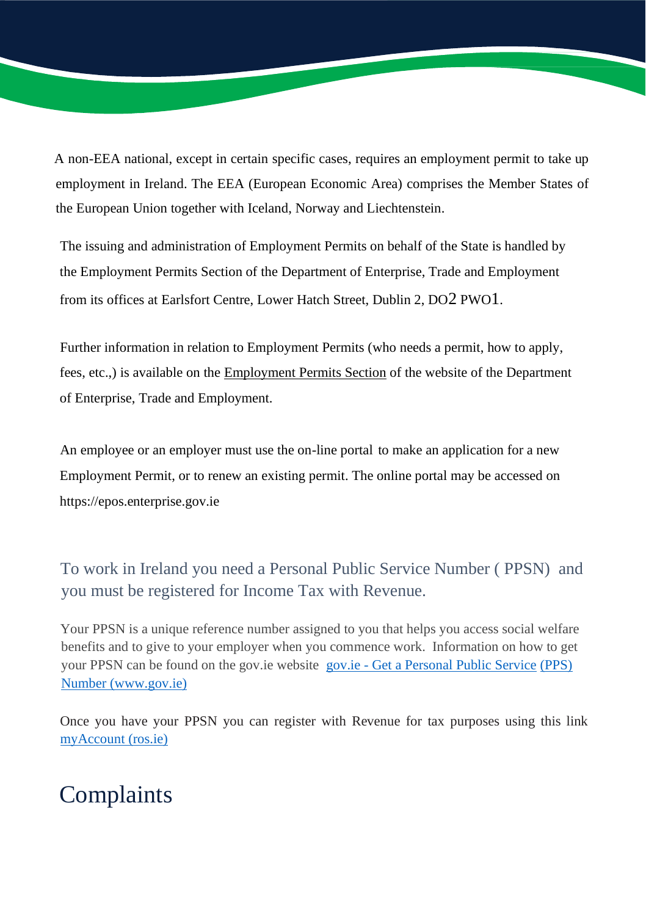A non-EEA national, except in certain specific cases, requires an employment permit to take up employment in Ireland. The EEA (European Economic Area) comprises the Member States of the European Union together with Iceland, Norway and Liechtenstein.

The issuing and administration of Employment Permits on behalf of the State is handled by the Employment Permits Section of the Department of Enterprise, Trade and Employment from its offices at Earlsfort Centre, Lower Hatch Street, Dublin 2, DO2 PWO1.

Further information in relation to Employment Permits (who needs a permit, how to apply, fees, etc.,) is available on the Employment Permits Section of the website of the Department of Enterprise, Trade and Employment.

An employee or an employer must use the on-line portal to make an application for a new Employment Permit, or to renew an existing permit. The online portal may be accessed on https://epos.enterprise.gov.ie

## To work in Ireland you need a Personal Public Service Number ( PPSN) and you must be registered for Income Tax with Revenue.

Your PPSN is a unique reference number assigned to you that helps you access social welfare benefits and to give to your employer when you commence work. Information on how to get your PPSN can be found on the gov.ie website gov.ie - Get a Personal Public Service (PPS) Number (www.gov.ie)

Once you have your PPSN you can register with Revenue for tax purposes using this link myAccount (ros.ie)

# Complaints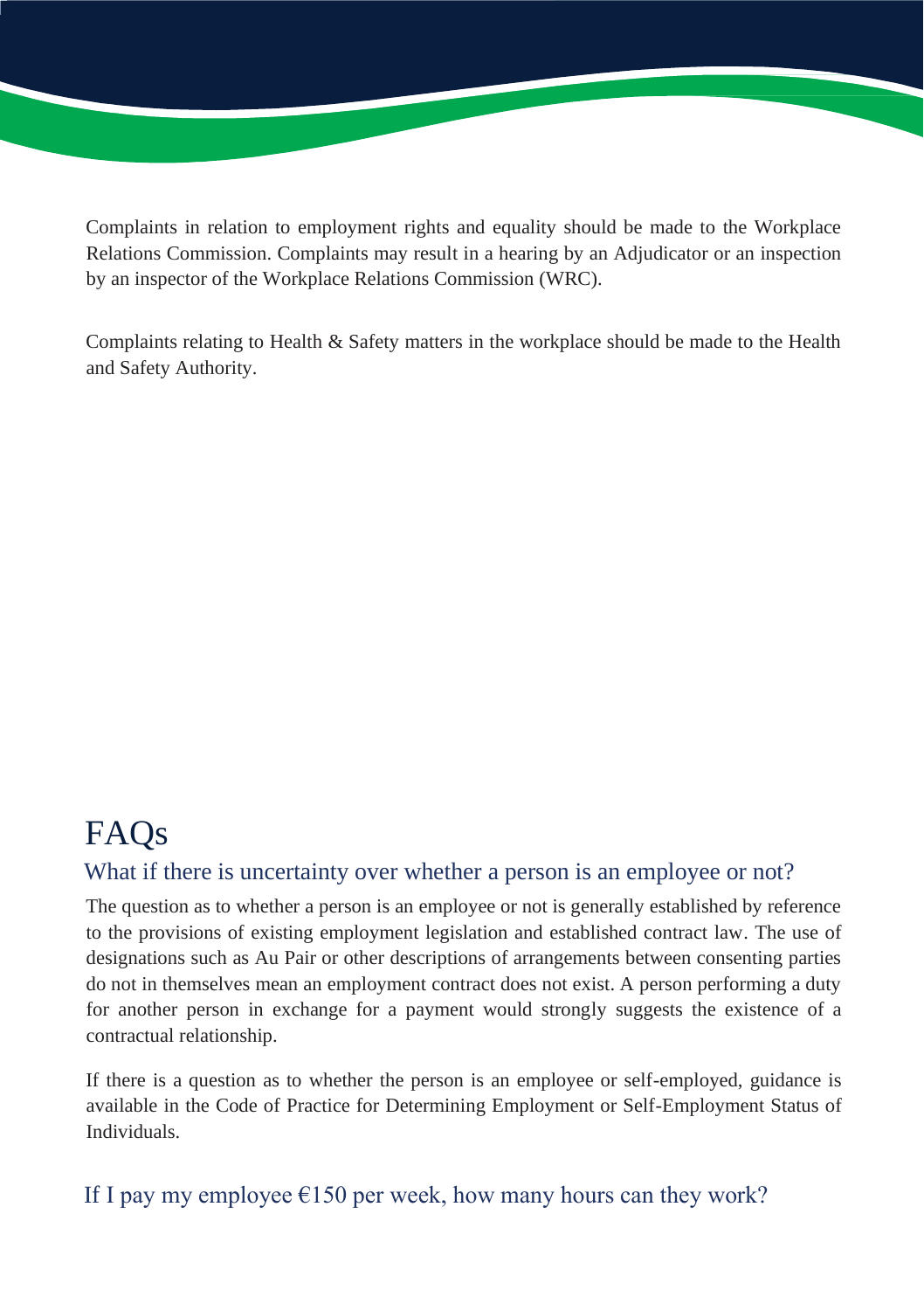Complaints in relation to employment rights and equality should be made to the Workplace Relations Commission. Complaints may result in a hearing by an Adjudicator or an inspection by an inspector of the Workplace Relations Commission (WRC).

Complaints relating to Health & Safety matters in the workplace should be made to the Health and Safety Authority.

# FAQs

## What if there is uncertainty over whether a person is an employee or not?

The question as to whether a person is an employee or not is generally established by reference to the provisions of existing employment legislation and established contract law. The use of designations such as Au Pair or other descriptions of arrangements between consenting parties do not in themselves mean an employment contract does not exist. A person performing a duty for another person in exchange for a payment would strongly suggests the existence of a contractual relationship.

If there is a question as to whether the person is an employee or self-employed, guidance is available in the Code of Practice for Determining Employment or Self-Employment Status of Individuals.

## If I pay my employee €150 per week, how many hours can they work?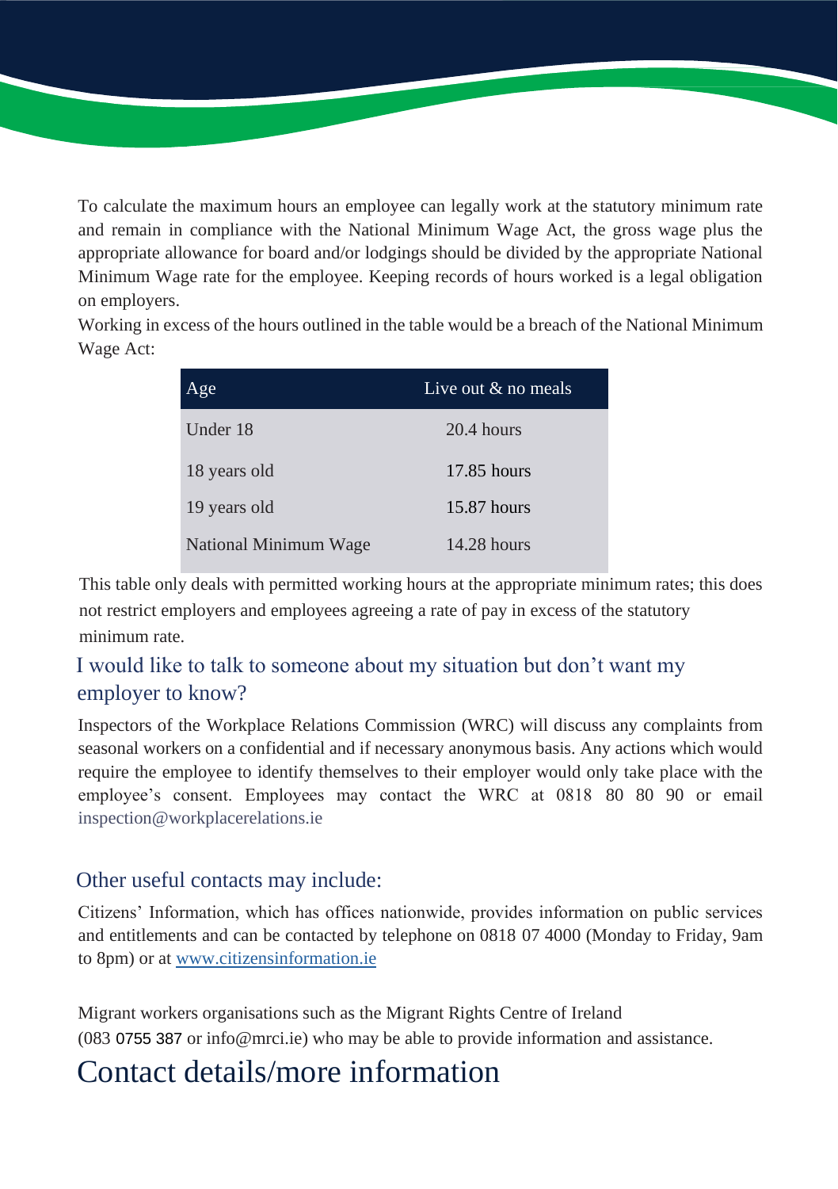To calculate the maximum hours an employee can legally work at the statutory minimum rate and remain in compliance with the National Minimum Wage Act, the gross wage plus the appropriate allowance for board and/or lodgings should be divided by the appropriate National Minimum Wage rate for the employee. Keeping records of hours worked is a legal obligation on employers.

Working in excess of the hours outlined in the table would be a breach of the National Minimum Wage Act:

| Age | Live out & no meals |
|---|---|
| Under 18 | 20.4 hours |
| 18 years old | 17.85 hours |
| 19 years old | 15.87 hours |
| National Minimum Wage | 14.28 hours |

This table only deals with permitted working hours at the appropriate minimum rates; this does not restrict employers and employees agreeing a rate of pay in excess of the statutory minimum rate.

## I would like to talk to someone about my situation but don't want my employer to know?

Inspectors of the Workplace Relations Commission (WRC) will discuss any complaints from seasonal workers on a confidential and if necessary anonymous basis. Any actions which would require the employee to identify themselves to their employer would only take place with the employee's consent. Employees may contact the WRC at 0818 80 80 90 or email inspection@workplacerelations.ie

## Other useful contacts may include:

Citizens' Information, which has offices nationwide, provides information on public services and entitlements and can be contacted by telephone on 0818 07 4000 (Monday to Friday, 9am to 8pm) or at www.citizensinformation.ie

Migrant workers organisations such as the Migrant Rights Centre of Ireland (083 0755 387 or info@mrci.ie) who may be able to provide information and assistance.

# Contact details/more information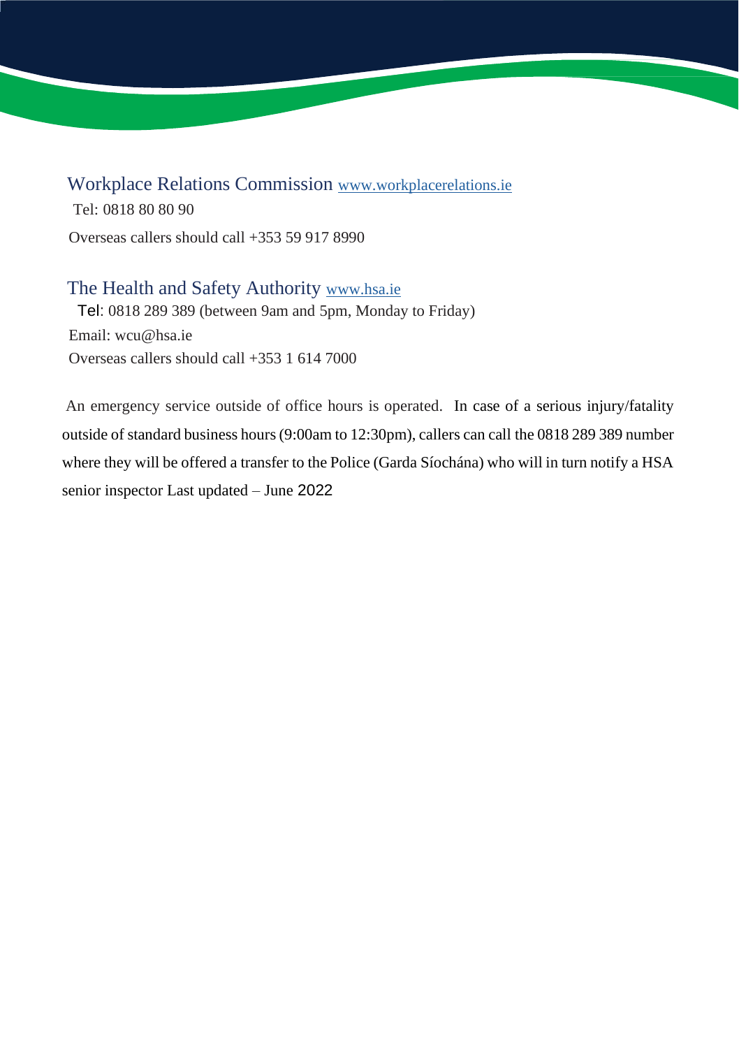Workplace Relations Commission [www.workplacerelations.ie](http://www.workplacerelations.ie)

Tel: 0818 80 80 90

Overseas callers should call +353 59 917 8990

The Health and Safety Authority [www.hsa.ie](http://www.hsa.ie)

Tel: 0818 289 389 (between 9am and 5pm, Monday to Friday)

Email: wcu@hsa.ie

Overseas callers should call +353 1 614 7000

An emergency service outside of office hours is operated. In case of a serious injury/fatality outside of standard business hours (9:00am to 12:30pm), callers can call the 0818 289 389 number where they will be offered a transfer to the Police (Garda Síochána) who will in turn notify a HSA senior inspector Last updated – June 2022